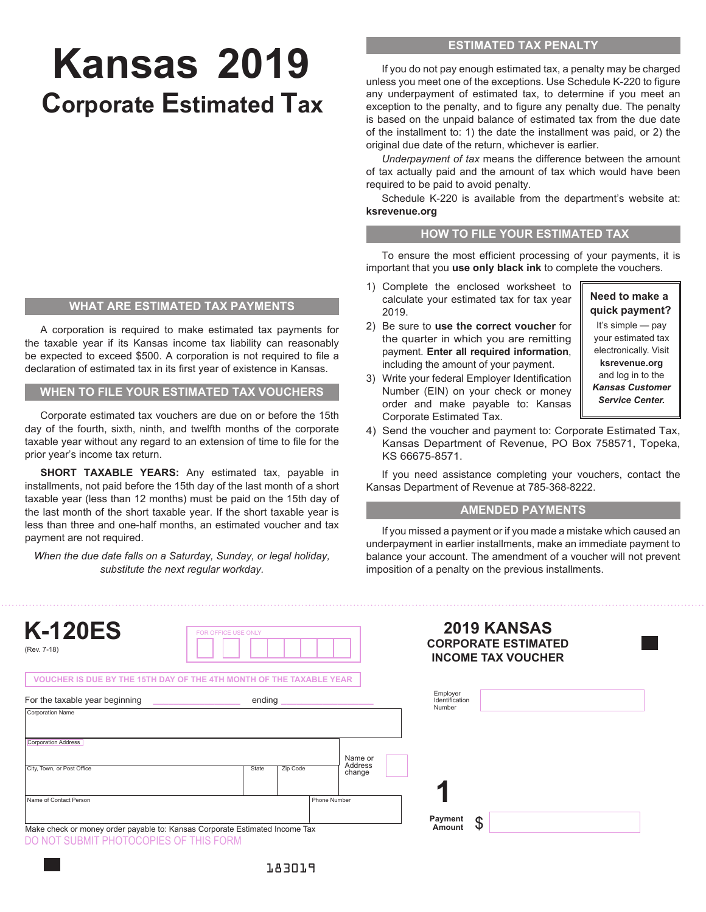# Kansas 2019

## Corporate Estimated Tax

## WHAT ARE ESTIMATED TAX PAYMENTS

A corporation is required to make estimated tax payments for the taxable year if its Kansas income tax liability can reasonably be expected to exceed $500. A corporation is not required to file a declaration of estimated tax in its first year of existence in Kansas.

## WHEN TO FILE YOUR ESTIMATED TAX VOUCHERS

Corporate estimated tax vouchers are due on or before the 15th day of the fourth, sixth, ninth, and twelfth months of the corporate taxable year without any regard to an extension of time to file for the prior year's income tax return.

**SHORT TAXABLE YEARS:** Any estimated tax, payable in installments, not paid before the 15th day of the last month of a short taxable year (less than 12 months) must be paid on the 15th day of the last month of the short taxable year. If the short taxable year is less than three and one-half months, an estimated voucher and tax payment are not required.

*When the due date falls on a Saturday, Sunday, or legal holiday, substitute the next regular workday.*

## ESTIMATED TAX PENALTY

If you do not pay enough estimated tax, a penalty may be charged unless you meet one of the exceptions. Use Schedule K-220 to figure any underpayment of estimated tax, to determine if you meet an exception to the penalty, and to figure any penalty due. The penalty is based on the unpaid balance of estimated tax from the due date of the installment to: 1) the date the installment was paid, or 2) the original due date of the return, whichever is earlier.

*Underpayment of tax* means the difference between the amount of tax actually paid and the amount of tax which would have been required to be paid to avoid penalty.

Schedule K-220 is available from the department's website at: **ksrevenue.org**

## HOW TO FILE YOUR ESTIMATED TAX

To ensure the most efficient processing of your payments, it is important that you **use only black ink** to complete the vouchers.

1) Complete the enclosed worksheet to calculate your estimated tax for tax year 2019.
2) Be sure to **use the correct voucher** for the quarter in which you are remitting payment. **Enter all required information**, including the amount of your payment.
3) Write your federal Employer Identification Number (EIN) on your check or money order and make payable to: Kansas Corporate Estimated Tax.
4) Send the voucher and payment to: Corporate Estimated Tax, Kansas Department of Revenue, PO Box 758571, Topeka, KS 66675-8571.

**Need to make a quick payment?**

It's simple — pay your estimated tax electronically. Visit **ksrevenue.org** and log in to the ***Kansas Customer Service Center.***

If you need assistance completing your vouchers, contact the Kansas Department of Revenue at 785-368-8222.

## AMENDED PAYMENTS

If you missed a payment or if you made a mistake which caused an underpayment in earlier installments, make an immediate payment to balance your account. The amendment of a voucher will not prevent imposition of a penalty on the previous installments.

---

# K-120ES

(Rev. 7-18)

FOR OFFICE USE ONLY

## 2019 KANSAS CORPORATE ESTIMATED INCOME TAX VOUCHER

VOUCHER IS DUE BY THE 15TH DAY OF THE 4TH MONTH OF THE TAXABLE YEAR

For the taxable year beginning ________ ending ________

Employer Identification Number

Corporation Name

Corporation Address

City, Town, or Post Office | State | Zip Code

Name or Address change

Name of Contact Person | Phone Number

**1**

Payment Amount $

Make check or money order payable to: Kansas Corporate Estimated Income Tax

DO NOT SUBMIT PHOTOCOPIES OF THIS FORM

183019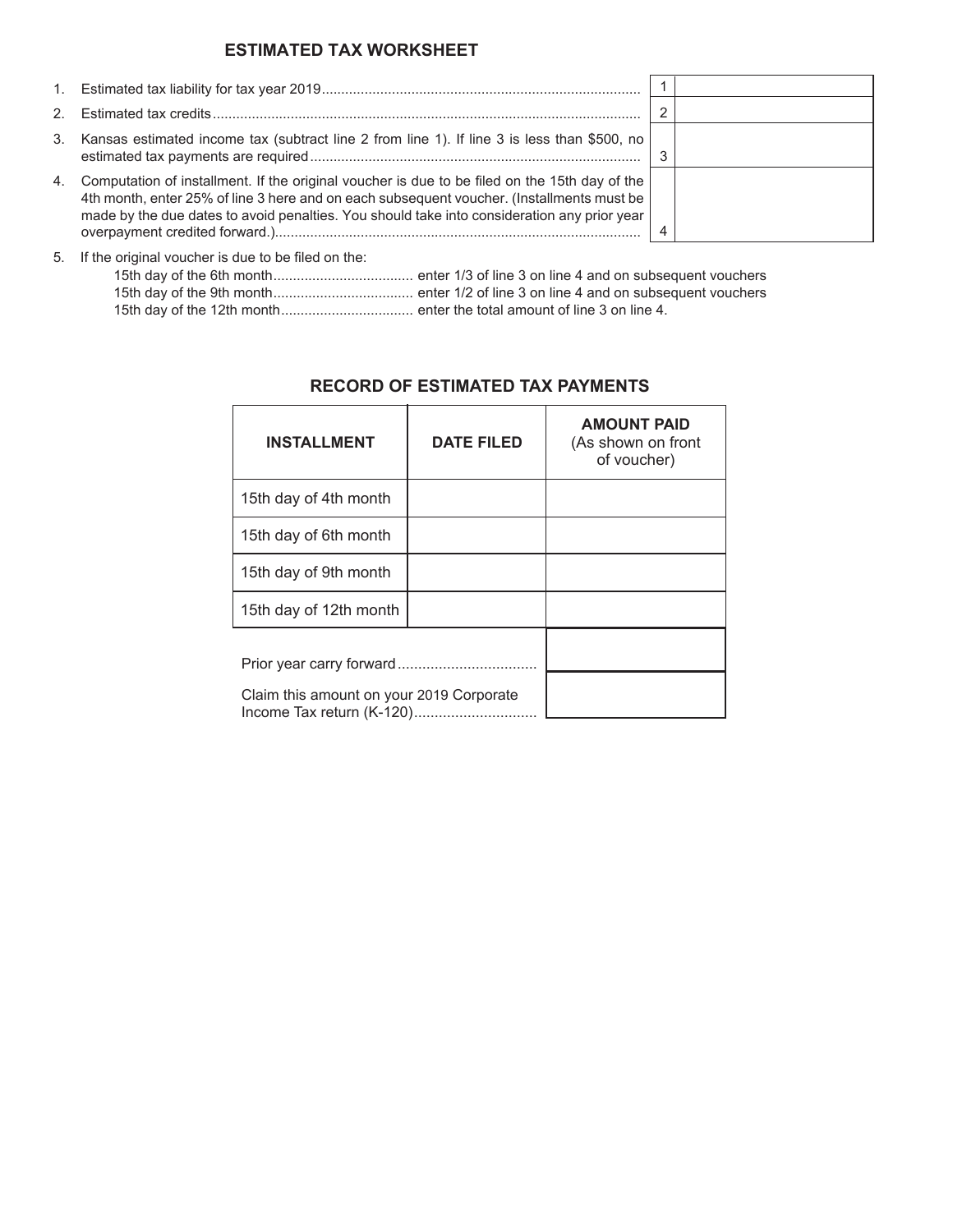## ESTIMATED TAX WORKSHEET

| | | Line | Amount |
|---|---|---|---|
| 1. | Estimated tax liability for tax year 2019 | 1 | |
| 2. | Estimated tax credits | 2 | |
| 3. | Kansas estimated income tax (subtract line 2 from line 1). If line 3 is less than $500, no estimated tax payments are required | 3 | |
| 4. | Computation of installment. If the original voucher is due to be filed on the 15th day of the 4th month, enter 25% of line 3 here and on each subsequent voucher. (Installments must be made by the due dates to avoid penalties. You should take into consideration any prior year overpayment credited forward.) | 4 | |

5. If the original voucher is due to be filed on the:
   - 15th day of the 6th month .................................... enter 1/3 of line 3 on line 4 and on subsequent vouchers
   - 15th day of the 9th month .................................... enter 1/2 of line 3 on line 4 and on subsequent vouchers
   - 15th day of the 12th month .................................. enter the total amount of line 3 on line 4.

## RECORD OF ESTIMATED TAX PAYMENTS

| INSTALLMENT | DATE FILED | AMOUNT PAID (As shown on front of voucher) |
|---|---|---|
| 15th day of 4th month | | |
| 15th day of 6th month | | |
| 15th day of 9th month | | |
| 15th day of 12th month | | |
| Prior year carry forward | | |
| Claim this amount on your 2019 Corporate Income Tax return (K-120) | | |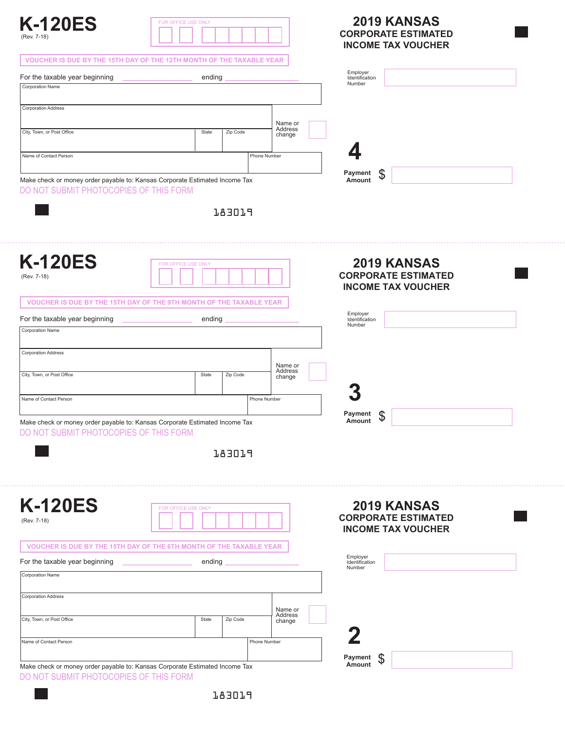# K-120ES

(Rev. 7-18)

FOR OFFICE USE ONLY

## 2019 KANSAS CORPORATE ESTIMATED INCOME TAX VOUCHER

VOUCHER IS DUE BY THE 15TH DAY OF THE 12TH MONTH OF THE TAXABLE YEAR

For the taxable year beginning ____________ ending ____________

Employer Identification Number

Corporation Name

Corporation Address

City, Town, or Post Office | State | Zip Code

Name or Address change

Name of Contact Person | Phone Number

**4**

Payment Amount $

Make check or money order payable to: Kansas Corporate Estimated Income Tax

DO NOT SUBMIT PHOTOCOPIES OF THIS FORM

183019

---

# K-120ES

(Rev. 7-18)

FOR OFFICE USE ONLY

## 2019 KANSAS CORPORATE ESTIMATED INCOME TAX VOUCHER

VOUCHER IS DUE BY THE 15TH DAY OF THE 9TH MONTH OF THE TAXABLE YEAR

For the taxable year beginning ____________ ending ____________

Employer Identification Number

Corporation Name

Corporation Address

City, Town, or Post Office | State | Zip Code

Name or Address change

Name of Contact Person | Phone Number

**3**

Payment Amount $

Make check or money order payable to: Kansas Corporate Estimated Income Tax

DO NOT SUBMIT PHOTOCOPIES OF THIS FORM

183019

---

# K-120ES

(Rev. 7-18)

FOR OFFICE USE ONLY

## 2019 KANSAS CORPORATE ESTIMATED INCOME TAX VOUCHER

VOUCHER IS DUE BY THE 15TH DAY OF THE 6TH MONTH OF THE TAXABLE YEAR

For the taxable year beginning ____________ ending ____________

Employer Identification Number

Corporation Name

Corporation Address

City, Town, or Post Office | State | Zip Code

Name or Address change

Name of Contact Person | Phone Number

**2**

Payment Amount $

Make check or money order payable to: Kansas Corporate Estimated Income Tax

DO NOT SUBMIT PHOTOCOPIES OF THIS FORM

183019